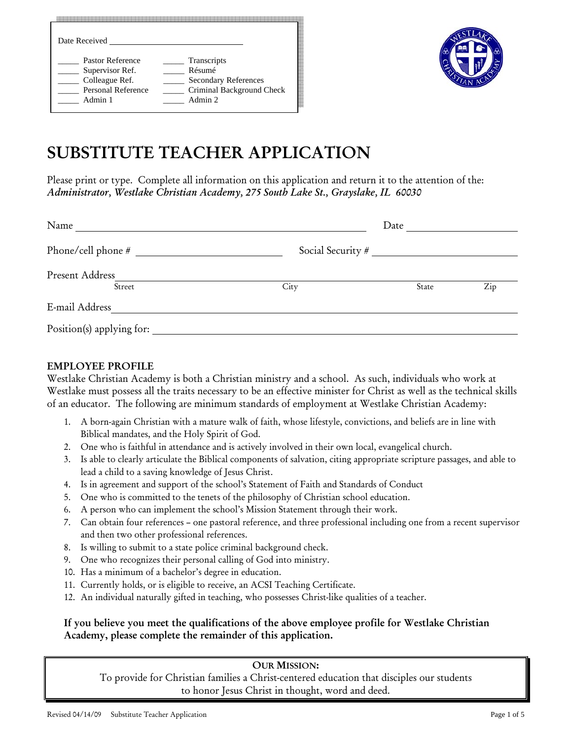Date Received ______________________

_____ Pastor Reference
_____ Supervisor Ref.
_____ Colleague Ref.
_____ Personal Reference
_____ Admin 1

_____ Transcripts
_____ Résumé
_____ Secondary References
_____ Criminal Background Check
_____ Admin 2

# SUBSTITUTE TEACHER APPLICATION

Please print or type. Complete all information on this application and return it to the attention of the:
*Administrator, Westlake Christian Academy, 275 South Lake St., Grayslake, IL 60030*

Name ______________________________________________ Date ____________________

Phone/cell phone # ______________________ Social Security # ______________________

Present Address ____________________________________________________________
Street City State Zip

E-mail Address ______________________________________________________________

Position(s) applying for: _____________________________________________________

**EMPLOYEE PROFILE**

Westlake Christian Academy is both a Christian ministry and a school. As such, individuals who work at Westlake must possess all the traits necessary to be an effective minister for Christ as well as the technical skills of an educator. The following are minimum standards of employment at Westlake Christian Academy:

1. A born-again Christian with a mature walk of faith, whose lifestyle, convictions, and beliefs are in line with Biblical mandates, and the Holy Spirit of God.
2. One who is faithful in attendance and is actively involved in their own local, evangelical church.
3. Is able to clearly articulate the Biblical components of salvation, citing appropriate scripture passages, and able to lead a child to a saving knowledge of Jesus Christ.
4. Is in agreement and support of the school's Statement of Faith and Standards of Conduct
5. One who is committed to the tenets of the philosophy of Christian school education.
6. A person who can implement the school's Mission Statement through their work.
7. Can obtain four references – one pastoral reference, and three professional including one from a recent supervisor and then two other professional references.
8. Is willing to submit to a state police criminal background check.
9. One who recognizes their personal calling of God into ministry.
10. Has a minimum of a bachelor's degree in education.
11. Currently holds, or is eligible to receive, an ACSI Teaching Certificate.
12. An individual naturally gifted in teaching, who possesses Christ-like qualities of a teacher.

**If you believe you meet the qualifications of the above employee profile for Westlake Christian Academy, please complete the remainder of this application.**

**OUR MISSION:**
To provide for Christian families a Christ-centered education that disciples our students to honor Jesus Christ in thought, word and deed.

Revised 04/14/09 Substitute Teacher Application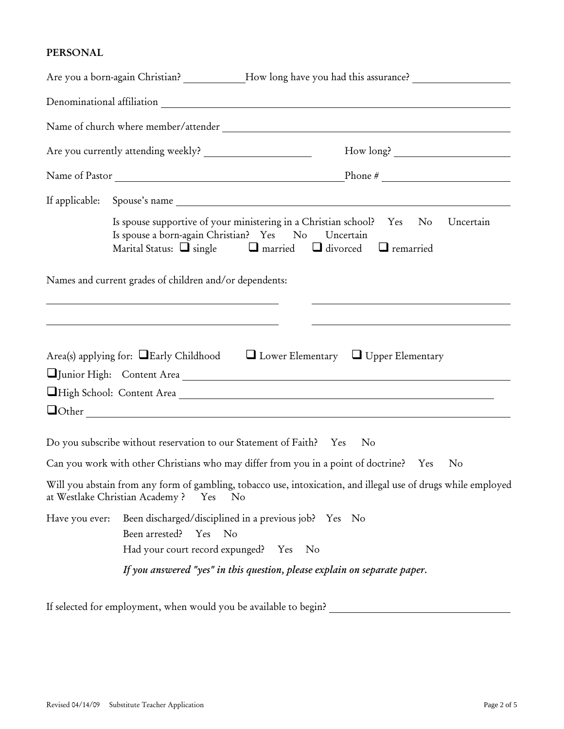**PERSONAL**

Are you a born-again Christian? ___________ How long have you had this assurance? ___________

Denominational affiliation ___________________________________________

Name of church where member/attender ___________________________________________

Are you currently attending weekly? ___________________ How long? ___________________

Name of Pastor ___________________________________________ Phone # ___________________

If applicable: Spouse's name ___________________________________________

Is spouse supportive of your ministering in a Christian school? Yes No Uncertain
Is spouse a born-again Christian? Yes No Uncertain
Marital Status: ☐ single ☐ married ☐ divorced ☐ remarried

Names and current grades of children and/or dependents:

___________________________________________ ___________________________________________

___________________________________________ ___________________________________________

Area(s) applying for: ☐ Early Childhood ☐ Lower Elementary ☐ Upper Elementary

☐ Junior High: Content Area ___________________________________________

☐ High School: Content Area ___________________________________________

☐ Other ___________________________________________

Do you subscribe without reservation to our Statement of Faith? Yes No

Can you work with other Christians who may differ from you in a point of doctrine? Yes No

Will you abstain from any form of gambling, tobacco use, intoxication, and illegal use of drugs while employed at Westlake Christian Academy ? Yes No

Have you ever: Been discharged/disciplined in a previous job? Yes No
Been arrested? Yes No
Had your court record expunged? Yes No

*If you answered "yes" in this question, please explain on separate paper.*

If selected for employment, when would you be available to begin? ___________________________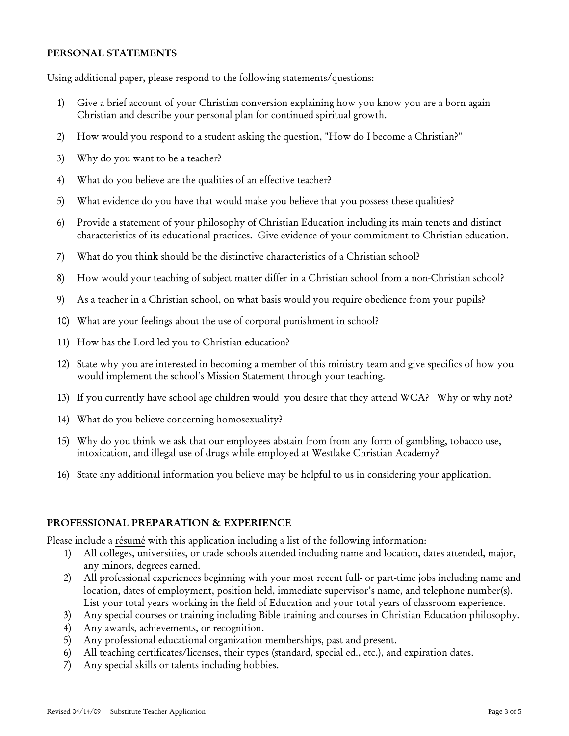## PERSONAL STATEMENTS

Using additional paper, please respond to the following statements/questions:

1) Give a brief account of your Christian conversion explaining how you know you are a born again Christian and describe your personal plan for continued spiritual growth.
2) How would you respond to a student asking the question, "How do I become a Christian?"
3) Why do you want to be a teacher?
4) What do you believe are the qualities of an effective teacher?
5) What evidence do you have that would make you believe that you possess these qualities?
6) Provide a statement of your philosophy of Christian Education including its main tenets and distinct characteristics of its educational practices. Give evidence of your commitment to Christian education.
7) What do you think should be the distinctive characteristics of a Christian school?
8) How would your teaching of subject matter differ in a Christian school from a non-Christian school?
9) As a teacher in a Christian school, on what basis would you require obedience from your pupils?
10) What are your feelings about the use of corporal punishment in school?
11) How has the Lord led you to Christian education?
12) State why you are interested in becoming a member of this ministry team and give specifics of how you would implement the school's Mission Statement through your teaching.
13) If you currently have school age children would you desire that they attend WCA? Why or why not?
14) What do you believe concerning homosexuality?
15) Why do you think we ask that our employees abstain from from any form of gambling, tobacco use, intoxication, and illegal use of drugs while employed at Westlake Christian Academy?
16) State any additional information you believe may be helpful to us in considering your application.

## PROFESSIONAL PREPARATION & EXPERIENCE

Please include a <u>résumé</u> with this application including a list of the following information:

1) All colleges, universities, or trade schools attended including name and location, dates attended, major, any minors, degrees earned.
2) All professional experiences beginning with your most recent full- or part-time jobs including name and location, dates of employment, position held, immediate supervisor's name, and telephone number(s). List your total years working in the field of Education and your total years of classroom experience.
3) Any special courses or training including Bible training and courses in Christian Education philosophy.
4) Any awards, achievements, or recognition.
5) Any professional educational organization memberships, past and present.
6) All teaching certificates/licenses, their types (standard, special ed., etc.), and expiration dates.
7) Any special skills or talents including hobbies.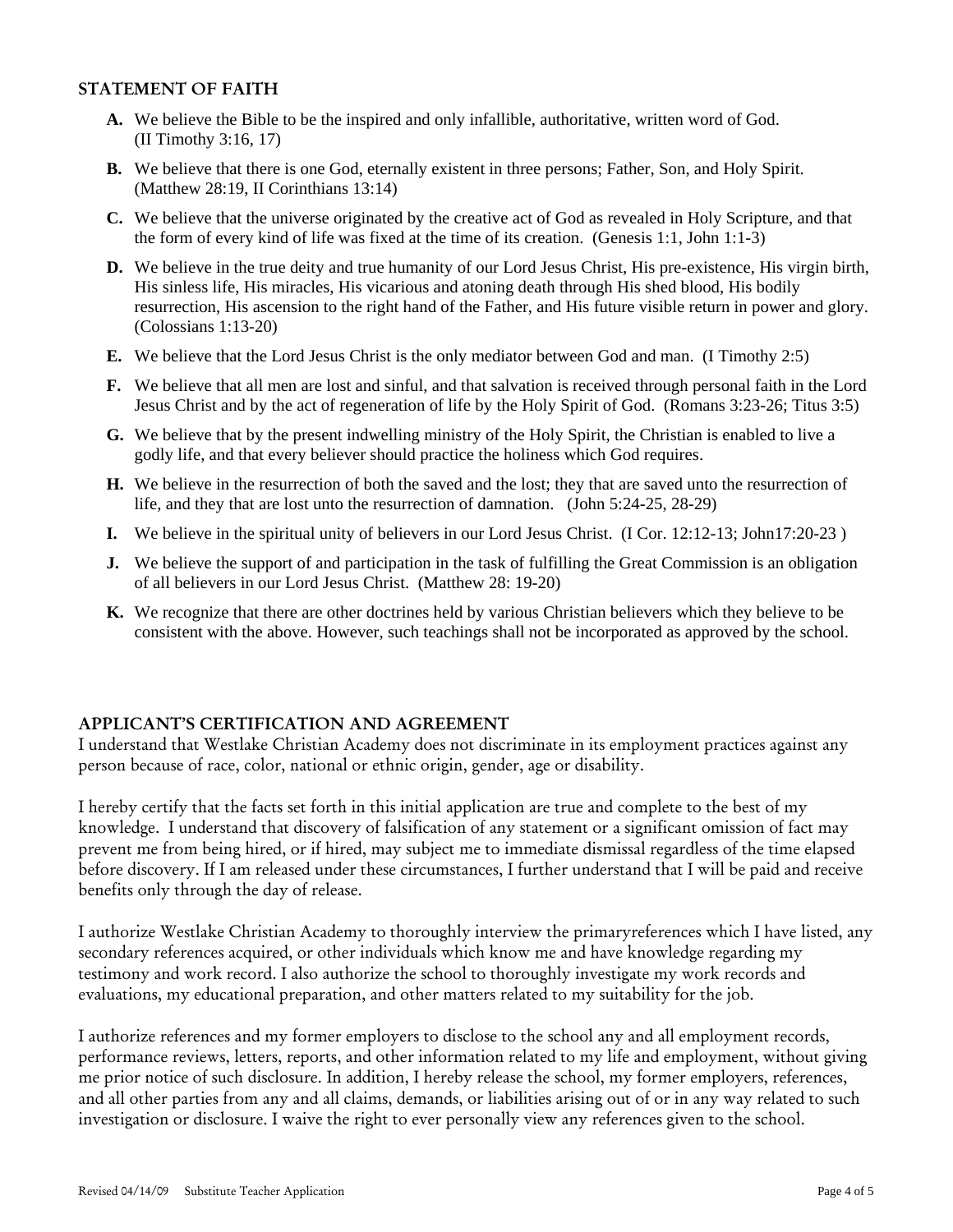## STATEMENT OF FAITH

**A.** We believe the Bible to be the inspired and only infallible, authoritative, written word of God. (II Timothy 3:16, 17)

**B.** We believe that there is one God, eternally existent in three persons; Father, Son, and Holy Spirit. (Matthew 28:19, II Corinthians 13:14)

**C.** We believe that the universe originated by the creative act of God as revealed in Holy Scripture, and that the form of every kind of life was fixed at the time of its creation. (Genesis 1:1, John 1:1-3)

**D.** We believe in the true deity and true humanity of our Lord Jesus Christ, His pre-existence, His virgin birth, His sinless life, His miracles, His vicarious and atoning death through His shed blood, His bodily resurrection, His ascension to the right hand of the Father, and His future visible return in power and glory. (Colossians 1:13-20)

**E.** We believe that the Lord Jesus Christ is the only mediator between God and man. (I Timothy 2:5)

**F.** We believe that all men are lost and sinful, and that salvation is received through personal faith in the Lord Jesus Christ and by the act of regeneration of life by the Holy Spirit of God. (Romans 3:23-26; Titus 3:5)

**G.** We believe that by the present indwelling ministry of the Holy Spirit, the Christian is enabled to live a godly life, and that every believer should practice the holiness which God requires.

**H.** We believe in the resurrection of both the saved and the lost; they that are saved unto the resurrection of life, and they that are lost unto the resurrection of damnation. (John 5:24-25, 28-29)

**I.** We believe in the spiritual unity of believers in our Lord Jesus Christ. (I Cor. 12:12-13; John17:20-23 )

**J.** We believe the support of and participation in the task of fulfilling the Great Commission is an obligation of all believers in our Lord Jesus Christ. (Matthew 28: 19-20)

**K.** We recognize that there are other doctrines held by various Christian believers which they believe to be consistent with the above. However, such teachings shall not be incorporated as approved by the school.

## APPLICANT'S CERTIFICATION AND AGREEMENT

I understand that Westlake Christian Academy does not discriminate in its employment practices against any person because of race, color, national or ethnic origin, gender, age or disability.

I hereby certify that the facts set forth in this initial application are true and complete to the best of my knowledge. I understand that discovery of falsification of any statement or a significant omission of fact may prevent me from being hired, or if hired, may subject me to immediate dismissal regardless of the time elapsed before discovery. If I am released under these circumstances, I further understand that I will be paid and receive benefits only through the day of release.

I authorize Westlake Christian Academy to thoroughly interview the primaryreferences which I have listed, any secondary references acquired, or other individuals which know me and have knowledge regarding my testimony and work record. I also authorize the school to thoroughly investigate my work records and evaluations, my educational preparation, and other matters related to my suitability for the job.

I authorize references and my former employers to disclose to the school any and all employment records, performance reviews, letters, reports, and other information related to my life and employment, without giving me prior notice of such disclosure. In addition, I hereby release the school, my former employers, references, and all other parties from any and all claims, demands, or liabilities arising out of or in any way related to such investigation or disclosure. I waive the right to ever personally view any references given to the school.

Revised 04/14/09 Substitute Teacher Application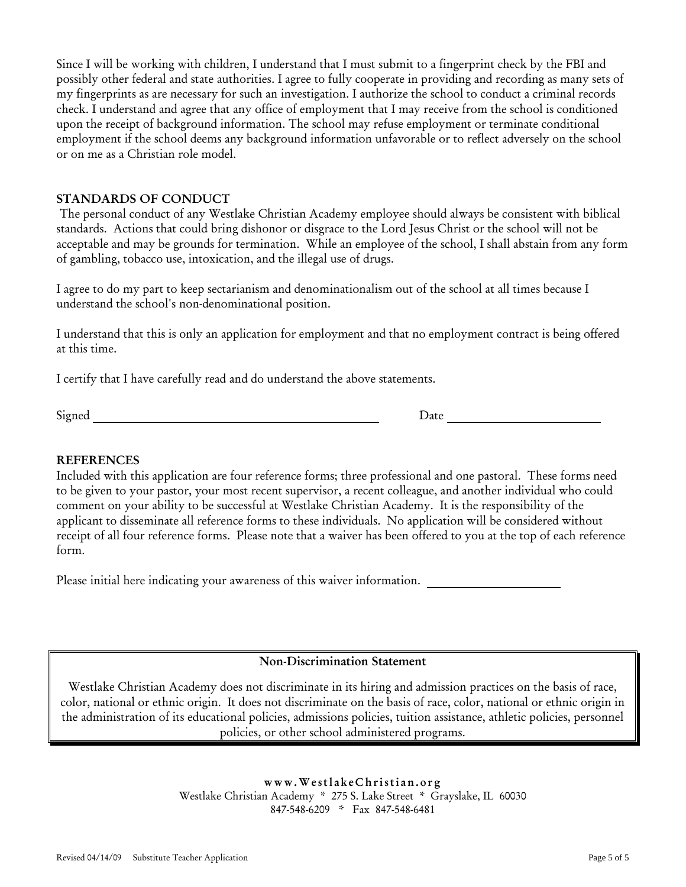Since I will be working with children, I understand that I must submit to a fingerprint check by the FBI and possibly other federal and state authorities. I agree to fully cooperate in providing and recording as many sets of my fingerprints as are necessary for such an investigation. I authorize the school to conduct a criminal records check. I understand and agree that any office of employment that I may receive from the school is conditioned upon the receipt of background information. The school may refuse employment or terminate conditional employment if the school deems any background information unfavorable or to reflect adversely on the school or on me as a Christian role model.

**STANDARDS OF CONDUCT**

The personal conduct of any Westlake Christian Academy employee should always be consistent with biblical standards. Actions that could bring dishonor or disgrace to the Lord Jesus Christ or the school will not be acceptable and may be grounds for termination. While an employee of the school, I shall abstain from any form of gambling, tobacco use, intoxication, and the illegal use of drugs.

I agree to do my part to keep sectarianism and denominationalism out of the school at all times because I understand the school's non-denominational position.

I understand that this is only an application for employment and that no employment contract is being offered at this time.

I certify that I have carefully read and do understand the above statements.

Signed ______________________________ Date ____________________

**REFERENCES**

Included with this application are four reference forms; three professional and one pastoral. These forms need to be given to your pastor, your most recent supervisor, a recent colleague, and another individual who could comment on your ability to be successful at Westlake Christian Academy. It is the responsibility of the applicant to disseminate all reference forms to these individuals. No application will be considered without receipt of all four reference forms. Please note that a waiver has been offered to you at the top of each reference form.

Please initial here indicating your awareness of this waiver information. ____________________

**Non-Discrimination Statement**

Westlake Christian Academy does not discriminate in its hiring and admission practices on the basis of race, color, national or ethnic origin. It does not discriminate on the basis of race, color, national or ethnic origin in the administration of its educational policies, admissions policies, tuition assistance, athletic policies, personnel policies, or other school administered programs.

**www.WestlakeChristian.org**

Westlake Christian Academy * 275 S. Lake Street * Grayslake, IL 60030

847-548-6209 * Fax 847-548-6481